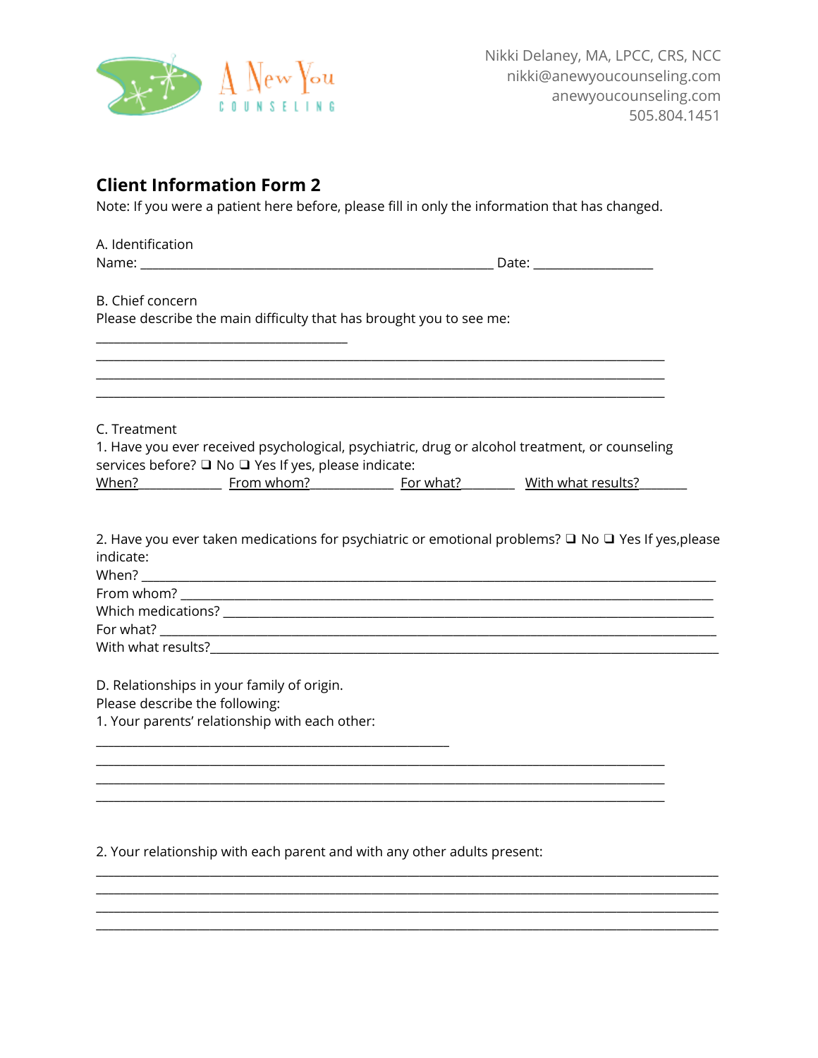A New You COUNSELING

Nikki Delaney, MA, LPCC, CRS, NCC
nikki@anewyoucounseling.com
anewyoucounseling.com
505.804.1451

## Client Information Form 2

Note: If you were a patient here before, please fill in only the information that has changed.

A. Identification

Name: ________________________________________________ Date: ________________

B. Chief concern

Please describe the main difficulty that has brought you to see me:

__________________________________
______________________________________________________________________________
______________________________________________________________________________
______________________________________________________________________________

C. Treatment

1. Have you ever received psychological, psychiatric, drug or alcohol treatment, or counseling services before? ❑ No ❑ Yes If yes, please indicate:

When?____________ From whom?____________ For what?________ With what results?_______

2. Have you ever taken medications for psychiatric or emotional problems? ❑ No ❑ Yes If yes,please indicate:

When? ______________________________________________________________________________

From whom? __________________________________________________________________________

Which medications? ___________________________________________________________________

For what? ___________________________________________________________________________

With what results?____________________________________________________________________

D. Relationships in your family of origin.

Please describe the following:

1. Your parents' relationship with each other:

________________________________________________
______________________________________________________________________________
______________________________________________________________________________
______________________________________________________________________________

2. Your relationship with each parent and with any other adults present:

______________________________________________________________________________
______________________________________________________________________________
______________________________________________________________________________
______________________________________________________________________________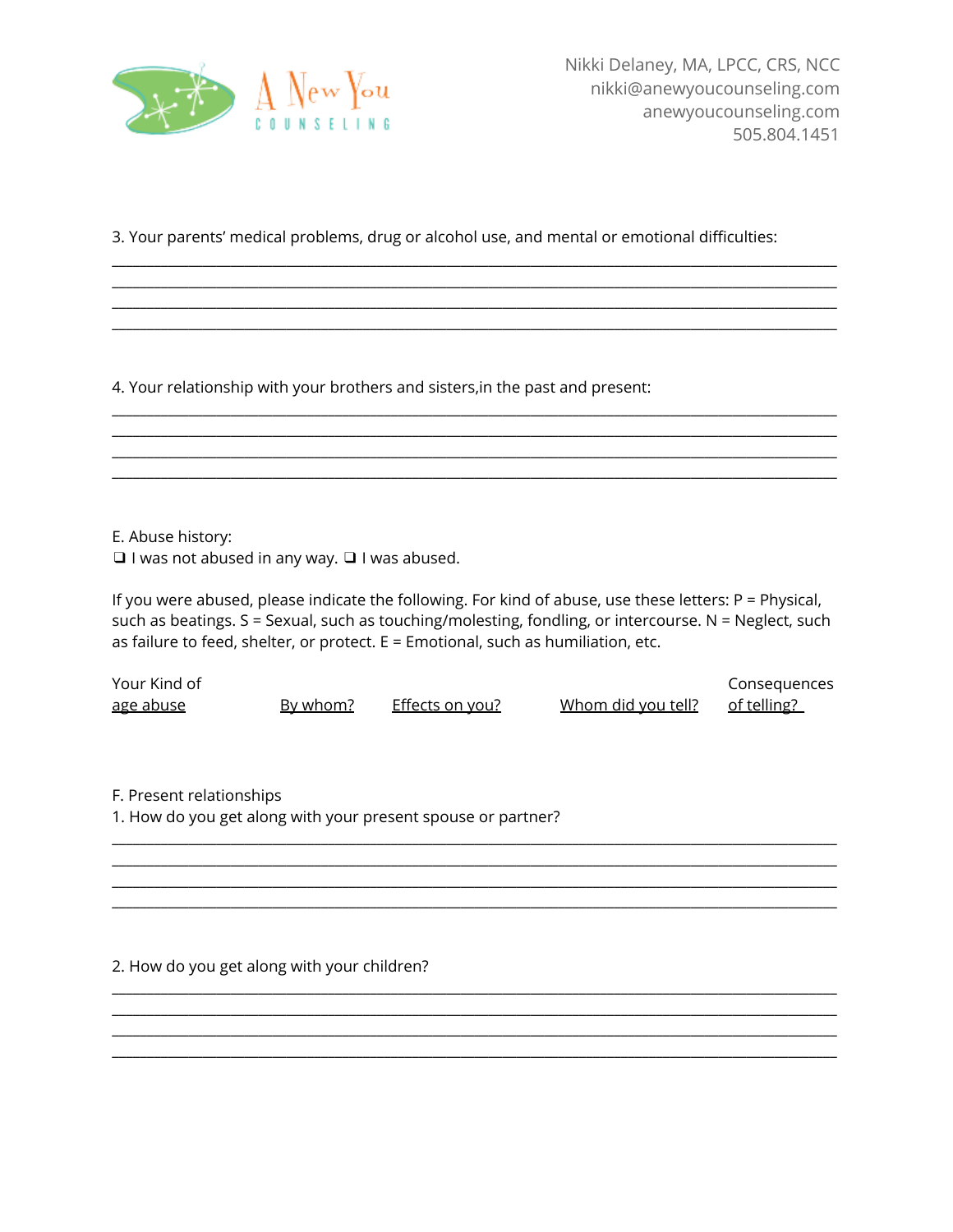3. Your parents' medical problems, drug or alcohol use, and mental or emotional difficulties:

________________________________________________________________________________________________
________________________________________________________________________________________________
________________________________________________________________________________________________
________________________________________________________________________________________________

4. Your relationship with your brothers and sisters,in the past and present:

________________________________________________________________________________________________
________________________________________________________________________________________________
________________________________________________________________________________________________
________________________________________________________________________________________________

E. Abuse history:

❑ I was not abused in any way. ❑ I was abused.

If you were abused, please indicate the following. For kind of abuse, use these letters: P = Physical, such as beatings. S = Sexual, such as touching/molesting, fondling, or intercourse. N = Neglect, such as failure to feed, shelter, or protect. E = Emotional, such as humiliation, etc.

| Your age | Kind of abuse | By whom? | Effects on you? | Whom did you tell? | Consequences of telling? |
|---|---|---|---|---|---|
| | | | | | |

F. Present relationships

1. How do you get along with your present spouse or partner?

________________________________________________________________________________________________
________________________________________________________________________________________________
________________________________________________________________________________________________
________________________________________________________________________________________________

2. How do you get along with your children?

________________________________________________________________________________________________
________________________________________________________________________________________________
________________________________________________________________________________________________
________________________________________________________________________________________________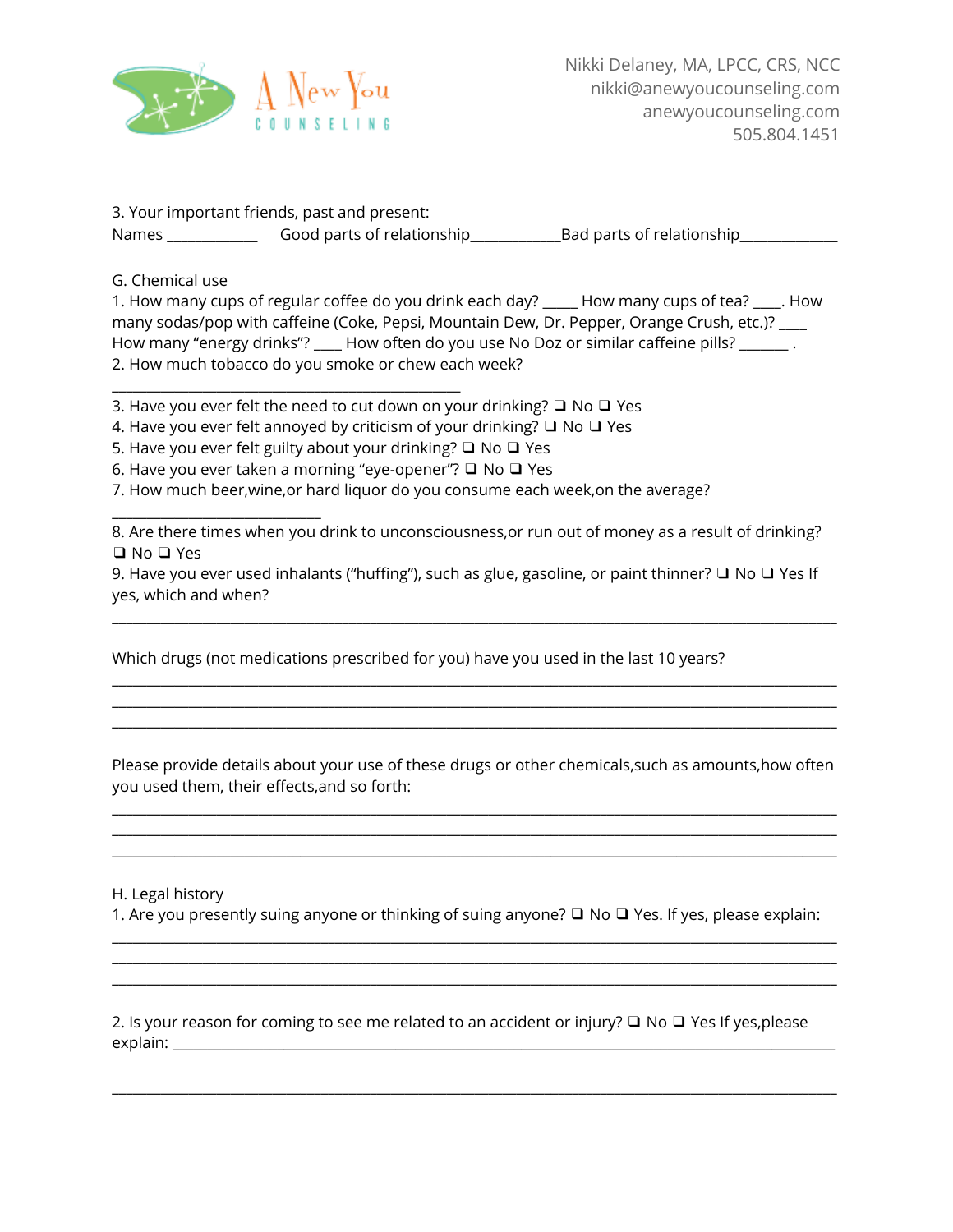3. Your important friends, past and present:

Names ____________ Good parts of relationship____________Bad parts of relationship_____________

G. Chemical use

1. How many cups of regular coffee do you drink each day? _____ How many cups of tea? ____. How many sodas/pop with caffeine (Coke, Pepsi, Mountain Dew, Dr. Pepper, Orange Crush, etc.)? ____ How many "energy drinks"? ____ How often do you use No Doz or similar caffeine pills? _______ .
2. How much tobacco do you smoke or chew each week?

_______________________________________________

3. Have you ever felt the need to cut down on your drinking? ❑ No ❑ Yes
4. Have you ever felt annoyed by criticism of your drinking? ❑ No ❑ Yes
5. Have you ever felt guilty about your drinking? ❑ No ❑ Yes
6. Have you ever taken a morning "eye-opener"? ❑ No ❑ Yes
7. How much beer,wine,or hard liquor do you consume each week,on the average?

____________________________

8. Are there times when you drink to unconsciousness,or run out of money as a result of drinking? ❑ No ❑ Yes
9. Have you ever used inhalants ("huffing"), such as glue, gasoline, or paint thinner? ❑ No ❑ Yes If yes, which and when?

_______________________________________________________________________________________________

Which drugs (not medications prescribed for you) have you used in the last 10 years?

_______________________________________________________________________________________________
_______________________________________________________________________________________________
_______________________________________________________________________________________________

Please provide details about your use of these drugs or other chemicals,such as amounts,how often you used them, their effects,and so forth:

_______________________________________________________________________________________________
_______________________________________________________________________________________________
_______________________________________________________________________________________________

H. Legal history

1. Are you presently suing anyone or thinking of suing anyone? ❑ No ❑ Yes. If yes, please explain:

_______________________________________________________________________________________________
_______________________________________________________________________________________________
_______________________________________________________________________________________________

2. Is your reason for coming to see me related to an accident or injury? ❑ No ❑ Yes If yes,please explain: ___________________________________________________________________________________

_______________________________________________________________________________________________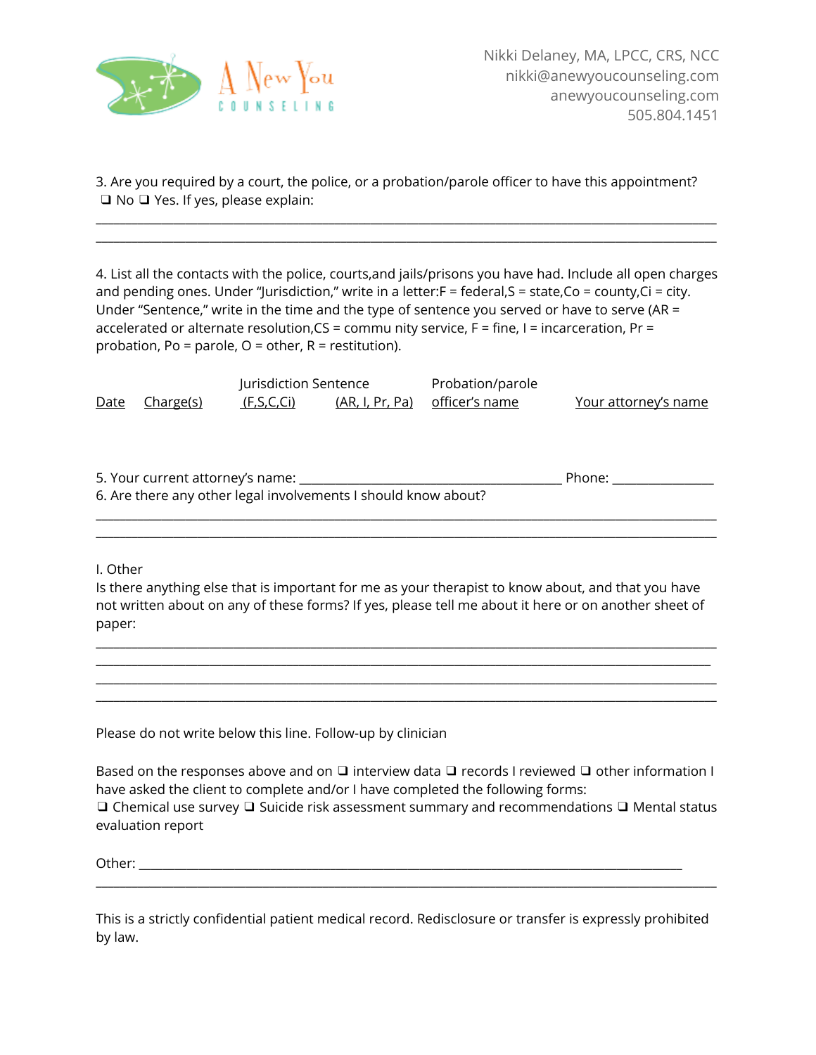Nikki Delaney, MA, LPCC, CRS, NCC
nikki@anewyoucounseling.com
anewyoucounseling.com
505.804.1451

3. Are you required by a court, the police, or a probation/parole officer to have this appointment?
❑ No ❑ Yes. If yes, please explain:

______________________________________________________________________________________
______________________________________________________________________________________

4. List all the contacts with the police, courts,and jails/prisons you have had. Include all open charges and pending ones. Under "Jurisdiction," write in a letter:F = federal,S = state,Co = county,Ci = city. Under "Sentence," write in the time and the type of sentence you served or have to serve (AR = accelerated or alternate resolution,CS = commu nity service, F = fine, I = incarceration, Pr = probation, Po = parole, O = other, R = restitution).

| Date | Charge(s) | Jurisdiction (F,S,C,Ci) | Sentence (AR, I, Pr, Pa) | Probation/parole officer's name | Your attorney's name |
|---|---|---|---|---|---|
| | | | | | |

5. Your current attorney's name: ________________________________________ Phone: _______________
6. Are there any other legal involvements I should know about?

______________________________________________________________________________________
______________________________________________________________________________________

I. Other
Is there anything else that is important for me as your therapist to know about, and that you have not written about on any of these forms? If yes, please tell me about it here or on another sheet of paper:

______________________________________________________________________________________
______________________________________________________________________________________
______________________________________________________________________________________
______________________________________________________________________________________

Please do not write below this line. Follow-up by clinician

Based on the responses above and on ❑ interview data ❑ records I reviewed ❑ other information I have asked the client to complete and/or I have completed the following forms:
❑ Chemical use survey ❑ Suicide risk assessment summary and recommendations ❑ Mental status evaluation report

Other: ________________________________________________________________________________
______________________________________________________________________________________

This is a strictly confidential patient medical record. Redisclosure or transfer is expressly prohibited by law.